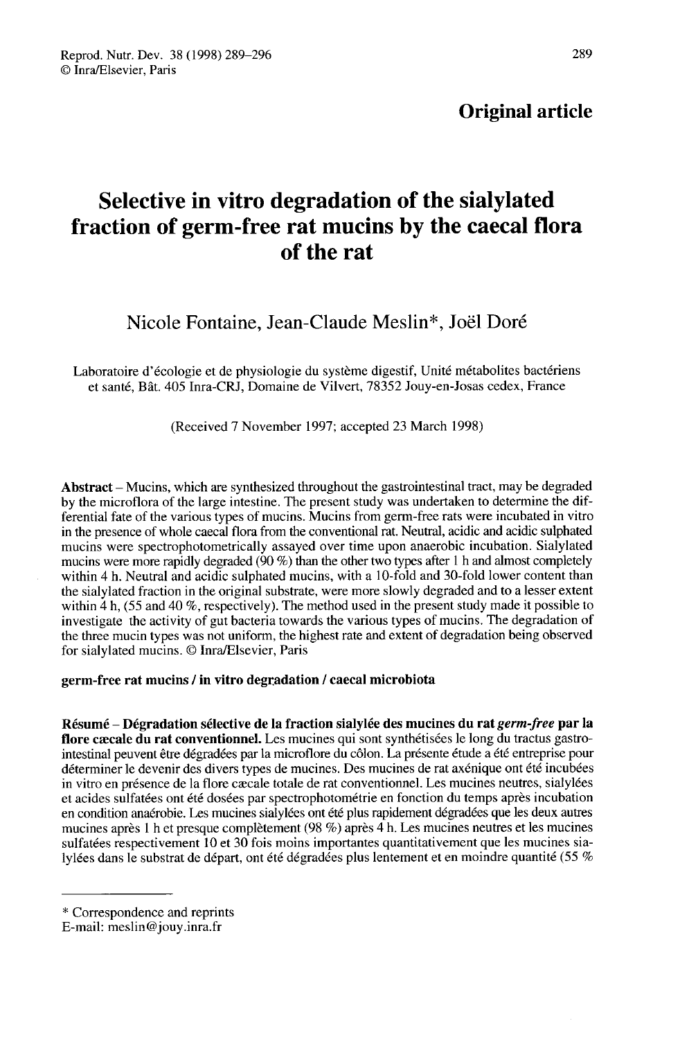**Original article**

# Selective in vitro degradation of the sialylated fraction of germ-free rat mucins by the caecal flora of the rat

Nicole Fontaine, Jean-Claude Meslin*, Joël Doré

Laboratoire d'écologie et de physiologie du système digestif, Unité métabolites bactériens et santé, Bât. 405 Inra-CRJ, Domaine de Vilvert, 78352 Jouy-en-Josas cedex, France

(Received 7 November 1997; accepted 23 March 1998)

**Abstract** – Mucins, which are synthesized throughout the gastrointestinal tract, may be degraded by the microflora of the large intestine. The present study was undertaken to determine the differential fate of the various types of mucins. Mucins from germ-free rats were incubated in vitro in the presence of whole caecal flora from the conventional rat. Neutral, acidic and acidic sulphated mucins were spectrophotometrically assayed over time upon anaerobic incubation. Sialylated mucins were more rapidly degraded (90 %) than the other two types after 1 h and almost completely within 4 h. Neutral and acidic sulphated mucins, with a 10-fold and 30-fold lower content than the sialylated fraction in the original substrate, were more slowly degraded and to a lesser extent within 4 h, (55 and 40 %, respectively). The method used in the present study made it possible to investigate the activity of gut bacteria towards the various types of mucins. The degradation of the three mucin types was not uniform, the highest rate and extent of degradation being observed for sialylated mucins. © Inra/Elsevier, Paris

**germ-free rat mucins / in vitro degradation / caecal microbiota**

**Résumé** – **Dégradation sélective de la fraction sialylée des mucines du rat *germ-free* par la flore cæcale du rat conventionnel.** Les mucines qui sont synthétisées le long du tractus gastrointestinal peuvent être dégradées par la microflore du côlon. La présente étude a été entreprise pour déterminer le devenir des divers types de mucines. Des mucines de rat axénique ont été incubées in vitro en présence de la flore cæcale totale de rat conventionnel. Les mucines neutres, sialylées et acides sulfatées ont été dosées par spectrophotométrie en fonction du temps après incubation en condition anaérobie. Les mucines sialylées ont été plus rapidement dégradées que les deux autres mucines après 1 h et presque complètement (98 %) après 4 h. Les mucines neutres et les mucines sulfatées respectivement 10 et 30 fois moins importantes quantitativement que les mucines sialylées dans le substrat de départ, ont été dégradées plus lentement et en moindre quantité (55 %

---

\* Correspondence and reprints
E-mail: meslin@jouy.inra.fr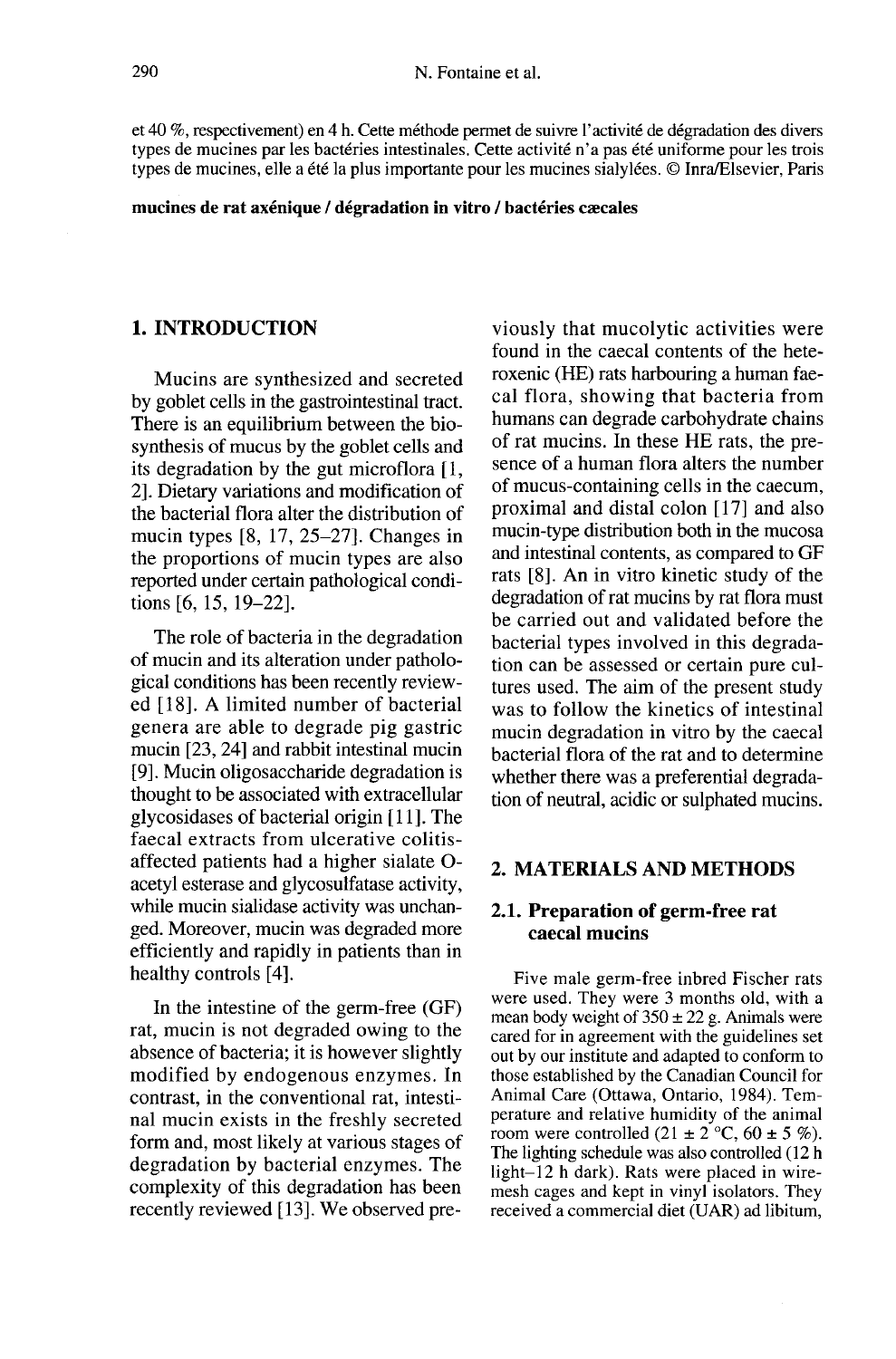et 40 %, respectivement) en 4 h. Cette méthode permet de suivre l'activité de dégradation des divers types de mucines par les bactéries intestinales. Cette activité n'a pas été uniforme pour les trois types de mucines, elle a été la plus importante pour les mucines sialylées. © Inra/Elsevier, Paris

**mucines de rat axénique / dégradation in vitro / bactéries cæcales**

## 1. INTRODUCTION

Mucins are synthesized and secreted by goblet cells in the gastrointestinal tract. There is an equilibrium between the biosynthesis of mucus by the goblet cells and its degradation by the gut microflora [1, 2]. Dietary variations and modification of the bacterial flora alter the distribution of mucin types [8, 17, 25–27]. Changes in the proportions of mucin types are also reported under certain pathological conditions [6, 15, 19–22].

The role of bacteria in the degradation of mucin and its alteration under pathological conditions has been recently reviewed [18]. A limited number of bacterial genera are able to degrade pig gastric mucin [23, 24] and rabbit intestinal mucin [9]. Mucin oligosaccharide degradation is thought to be associated with extracellular glycosidases of bacterial origin [11]. The faecal extracts from ulcerative colitis-affected patients had a higher sialate O-acetyl esterase and glycosulfatase activity, while mucin sialidase activity was unchanged. Moreover, mucin was degraded more efficiently and rapidly in patients than in healthy controls [4].

In the intestine of the germ-free (GF) rat, mucin is not degraded owing to the absence of bacteria; it is however slightly modified by endogenous enzymes. In contrast, in the conventional rat, intestinal mucin exists in the freshly secreted form and, most likely at various stages of degradation by bacterial enzymes. The complexity of this degradation has been recently reviewed [13]. We observed previously that mucolytic activities were found in the caecal contents of the heteroxenic (HE) rats harbouring a human faecal flora, showing that bacteria from humans can degrade carbohydrate chains of rat mucins. In these HE rats, the presence of a human flora alters the number of mucus-containing cells in the caecum, proximal and distal colon [17] and also mucin-type distribution both in the mucosa and intestinal contents, as compared to GF rats [8]. An in vitro kinetic study of the degradation of rat mucins by rat flora must be carried out and validated before the bacterial types involved in this degradation can be assessed or certain pure cultures used. The aim of the present study was to follow the kinetics of intestinal mucin degradation in vitro by the caecal bacterial flora of the rat and to determine whether there was a preferential degradation of neutral, acidic or sulphated mucins.

## 2. MATERIALS AND METHODS

### 2.1. Preparation of germ-free rat caecal mucins

Five male germ-free inbred Fischer rats were used. They were 3 months old, with a mean body weight of 350 ± 22 g. Animals were cared for in agreement with the guidelines set out by our institute and adapted to conform to those established by the Canadian Council for Animal Care (Ottawa, Ontario, 1984). Temperature and relative humidity of the animal room were controlled (21 ± 2 °C, 60 ± 5 %). The lighting schedule was also controlled (12 h light–12 h dark). Rats were placed in wire-mesh cages and kept in vinyl isolators. They received a commercial diet (UAR) ad libitum,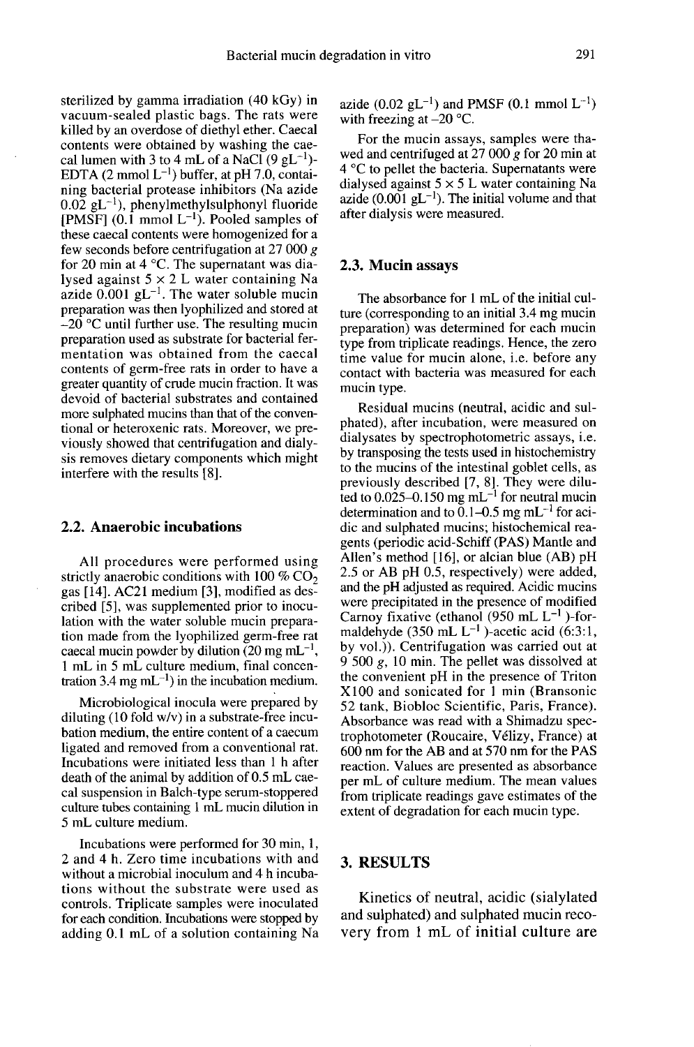sterilized by gamma irradiation (40 kGy) in vacuum-sealed plastic bags. The rats were killed by an overdose of diethyl ether. Caecal contents were obtained by washing the caecal lumen with 3 to 4 mL of a NaCl (9 $gL^{-1}$)-EDTA (2 mmol $L^{-1}$) buffer, at pH 7.0, containing bacterial protease inhibitors (Na azide 0.02 $gL^{-1}$), phenylmethylsulphonyl fluoride [PMSF] (0.1 mmol $L^{-1}$). Pooled samples of these caecal contents were homogenized for a few seconds before centrifugation at 27 000 *g* for 20 min at 4 °C. The supernatant was dialysed against 5 × 2 L water containing Na azide 0.001 $gL^{-1}$. The water soluble mucin preparation was then lyophilized and stored at –20 °C until further use. The resulting mucin preparation used as substrate for bacterial fermentation was obtained from the caecal contents of germ-free rats in order to have a greater quantity of crude mucin fraction. It was devoid of bacterial substrates and contained more sulphated mucins than that of the conventional or heteroxenic rats. Moreover, we previously showed that centrifugation and dialysis removes dietary components which might interfere with the results [8].

### 2.2. Anaerobic incubations

All procedures were performed using strictly anaerobic conditions with 100 % $CO_2$ gas [14]. AC21 medium [3], modified as described [5], was supplemented prior to inoculation with the water soluble mucin preparation made from the lyophilized germ-free rat caecal mucin powder by dilution (20 mg $mL^{-1}$, 1 mL in 5 mL culture medium, final concentration 3.4 mg $mL^{-1}$) in the incubation medium.

Microbiological inocula were prepared by diluting (10 fold w/v) in a substrate-free incubation medium, the entire content of a caecum ligated and removed from a conventional rat. Incubations were initiated less than 1 h after death of the animal by addition of 0.5 mL caecal suspension in Balch-type serum-stoppered culture tubes containing 1 mL mucin dilution in 5 mL culture medium.

Incubations were performed for 30 min, 1, 2 and 4 h. Zero time incubations with and without a microbial inoculum and 4 h incubations without the substrate were used as controls. Triplicate samples were inoculated for each condition. Incubations were stopped by adding 0.1 mL of a solution containing Na azide (0.02 $gL^{-1}$) and PMSF (0.1 mmol $L^{-1}$) with freezing at –20 °C.

For the mucin assays, samples were thawed and centrifuged at 27 000 *g* for 20 min at 4 °C to pellet the bacteria. Supernatants were dialysed against 5 × 5 L water containing Na azide (0.001 $gL^{-1}$). The initial volume and that after dialysis were measured.

### 2.3. Mucin assays

The absorbance for 1 mL of the initial culture (corresponding to an initial 3.4 mg mucin preparation) was determined for each mucin type from triplicate readings. Hence, the zero time value for mucin alone, i.e. before any contact with bacteria was measured for each mucin type.

Residual mucins (neutral, acidic and sulphated), after incubation, were measured on dialysates by spectrophotometric assays, i.e. by transposing the tests used in histochemistry to the mucins of the intestinal goblet cells, as previously described [7, 8]. They were diluted to 0.025–0.150 mg $mL^{-1}$ for neutral mucin determination and to 0.1–0.5 mg $mL^{-1}$ for acidic and sulphated mucins; histochemical reagents (periodic acid-Schiff (PAS) Mantle and Allen's method [16], or alcian blue (AB) pH 2.5 or AB pH 0.5, respectively) were added, and the pH adjusted as required. Acidic mucins were precipitated in the presence of modified Carnoy fixative (ethanol (950 mL $L^{-1}$)-formaldehyde (350 mL $L^{-1}$)-acetic acid (6:3:1, by vol.)). Centrifugation was carried out at 9 500 *g*, 10 min. The pellet was dissolved at the convenient pH in the presence of Triton X100 and sonicated for 1 min (Bransonic 52 tank, Biobloc Scientific, Paris, France). Absorbance was read with a Shimadzu spectrophotometer (Roucaire, Vélizy, France) at 600 nm for the AB and at 570 nm for the PAS reaction. Values are presented as absorbance per mL of culture medium. The mean values from triplicate readings gave estimates of the extent of degradation for each mucin type.

## 3. RESULTS

Kinetics of neutral, acidic (sialylated and sulphated) and sulphated mucin recovery from 1 mL of initial culture are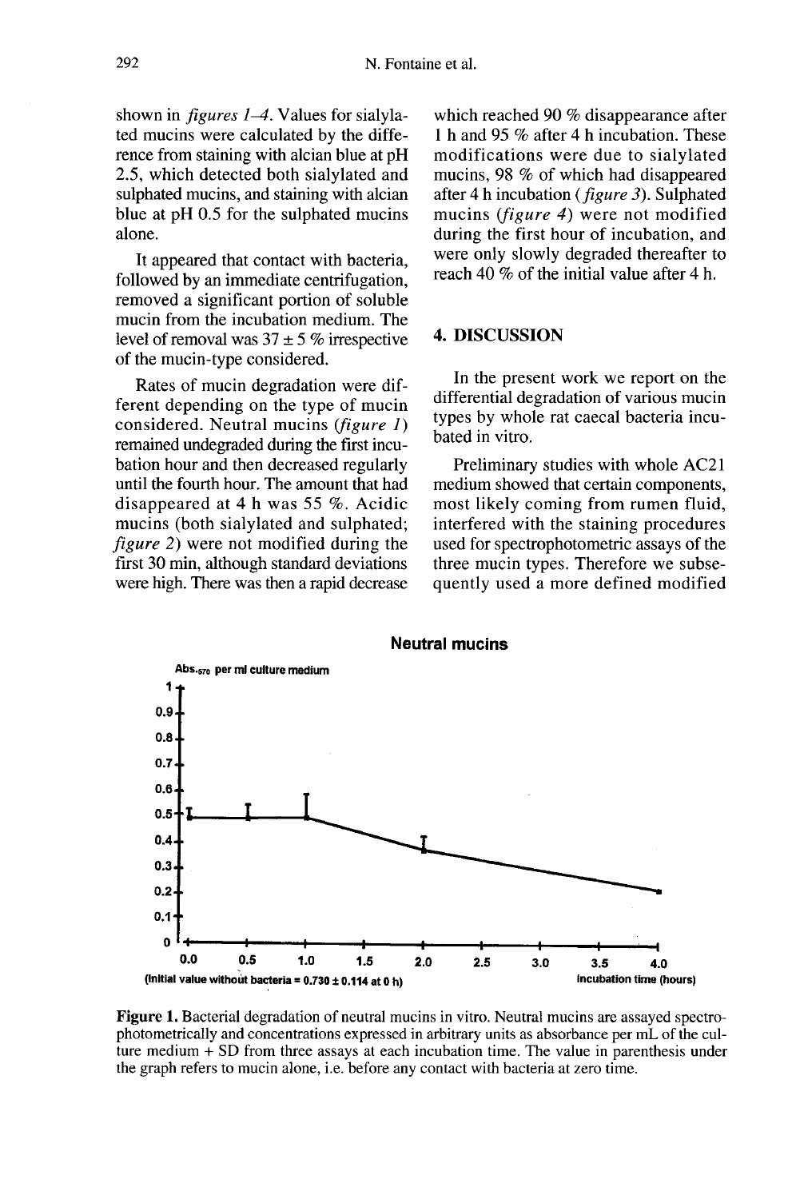shown in *figures 1–4*. Values for sialylated mucins were calculated by the difference from staining with alcian blue at pH 2.5, which detected both sialylated and sulphated mucins, and staining with alcian blue at pH 0.5 for the sulphated mucins alone.

It appeared that contact with bacteria, followed by an immediate centrifugation, removed a significant portion of soluble mucin from the incubation medium. The level of removal was 37 ± 5 % irrespective of the mucin-type considered.

Rates of mucin degradation were different depending on the type of mucin considered. Neutral mucins (*figure 1*) remained undegraded during the first incubation hour and then decreased regularly until the fourth hour. The amount that had disappeared at 4 h was 55 %. Acidic mucins (both sialylated and sulphated; *figure 2*) were not modified during the first 30 min, although standard deviations were high. There was then a rapid decrease which reached 90 % disappearance after 1 h and 95 % after 4 h incubation. These modifications were due to sialylated mucins, 98 % of which had disappeared after 4 h incubation (*figure 3*). Sulphated mucins (*figure 4*) were not modified during the first hour of incubation, and were only slowly degraded thereafter to reach 40 % of the initial value after 4 h.

## 4. DISCUSSION

In the present work we report on the differential degradation of various mucin types by whole rat caecal bacteria incubated in vitro.

Preliminary studies with whole AC21 medium showed that certain components, most likely coming from rumen fluid, interfered with the staining procedures used for spectrophotometric assays of the three mucin types. Therefore we subsequently used a more defined modified

**Figure 1.** Bacterial degradation of neutral mucins in vitro. Neutral mucins are assayed spectrophotometrically and concentrations expressed in arbitrary units as absorbance per mL of the culture medium + SD from three assays at each incubation time. The value in parenthesis under the graph refers to mucin alone, i.e. before any contact with bacteria at zero time.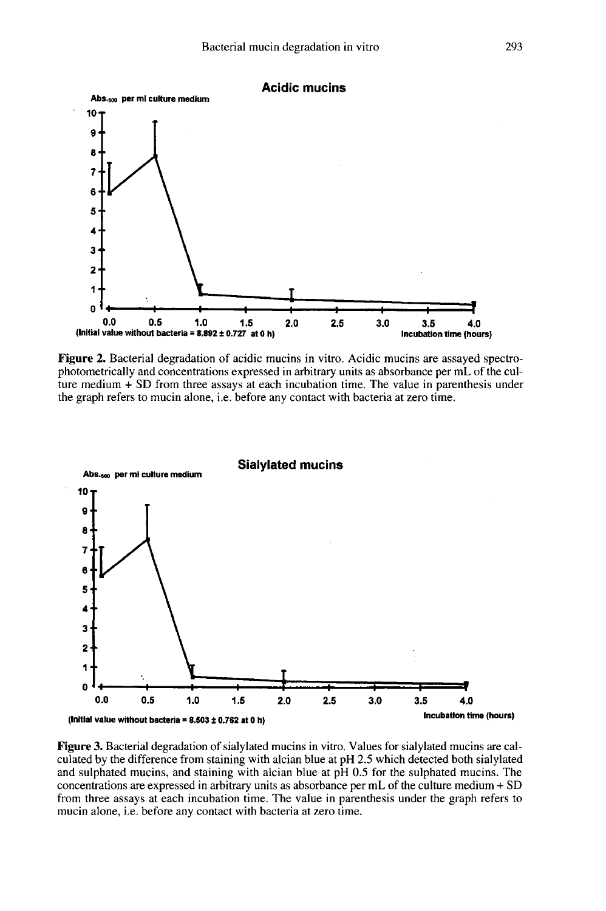**Acidic mucins**

Abs.$_{600}$ per ml culture medium

(Initial value without bacteria = 8.892 ± 0.727 at 0 h)

Incubation time (hours)

**Figure 2.** Bacterial degradation of acidic mucins in vitro. Acidic mucins are assayed spectrophotometrically and concentrations expressed in arbitrary units as absorbance per mL of the culture medium + SD from three assays at each incubation time. The value in parenthesis under the graph refers to mucin alone, i.e. before any contact with bacteria at zero time.

**Sialylated mucins**

Abs.$_{600}$ per ml culture medium

(Initial value without bacteria = 8.503 ± 0.762 at 0 h)

Incubation time (hours)

**Figure 3.** Bacterial degradation of sialylated mucins in vitro. Values for sialylated mucins are calculated by the difference from staining with alcian blue at pH 2.5 which detected both sialylated and sulphated mucins, and staining with alcian blue at pH 0.5 for the sulphated mucins. The concentrations are expressed in arbitrary units as absorbance per mL of the culture medium + SD from three assays at each incubation time. The value in parenthesis under the graph refers to mucin alone, i.e. before any contact with bacteria at zero time.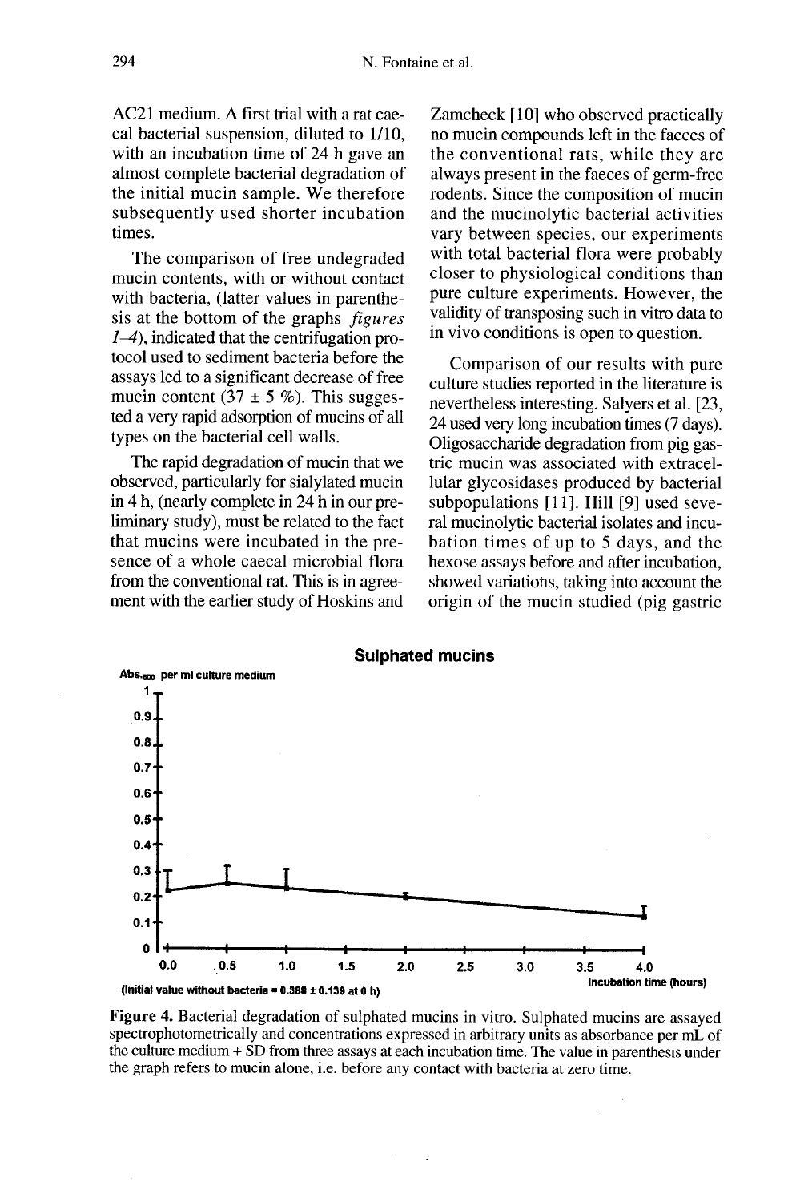AC21 medium. A first trial with a rat caecal bacterial suspension, diluted to 1/10, with an incubation time of 24 h gave an almost complete bacterial degradation of the initial mucin sample. We therefore subsequently used shorter incubation times.

The comparison of free undegraded mucin contents, with or without contact with bacteria, (latter values in parenthesis at the bottom of the graphs *figures 1–4*), indicated that the centrifugation protocol used to sediment bacteria before the assays led to a significant decrease of free mucin content (37 ± 5 %). This suggested a very rapid adsorption of mucins of all types on the bacterial cell walls.

The rapid degradation of mucin that we observed, particularly for sialylated mucin in 4 h, (nearly complete in 24 h in our preliminary study), must be related to the fact that mucins were incubated in the presence of a whole caecal microbial flora from the conventional rat. This is in agreement with the earlier study of Hoskins and Zamcheck [10] who observed practically no mucin compounds left in the faeces of the conventional rats, while they are always present in the faeces of germ-free rodents. Since the composition of mucin and the mucinolytic bacterial activities vary between species, our experiments with total bacterial flora were probably closer to physiological conditions than pure culture experiments. However, the validity of transposing such in vitro data to in vivo conditions is open to question.

Comparison of our results with pure culture studies reported in the literature is nevertheless interesting. Salyers et al. [23, 24 used very long incubation times (7 days). Oligosaccharide degradation from pig gastric mucin was associated with extracellular glycosidases produced by bacterial subpopulations [11]. Hill [9] used several mucinolytic bacterial isolates and incubation times of up to 5 days, and the hexose assays before and after incubation, showed variations, taking into account the origin of the mucin studied (pig gastric

**Sulphated mucins**

Abs.$_{600}$ per ml culture medium

(Initial value without bacteria = 0.388 ± 0.139 at 0 h)

Incubation time (hours)

**Figure 4.** Bacterial degradation of sulphated mucins in vitro. Sulphated mucins are assayed spectrophotometrically and concentrations expressed in arbitrary units as absorbance per mL of the culture medium + SD from three assays at each incubation time. The value in parenthesis under the graph refers to mucin alone, i.e. before any contact with bacteria at zero time.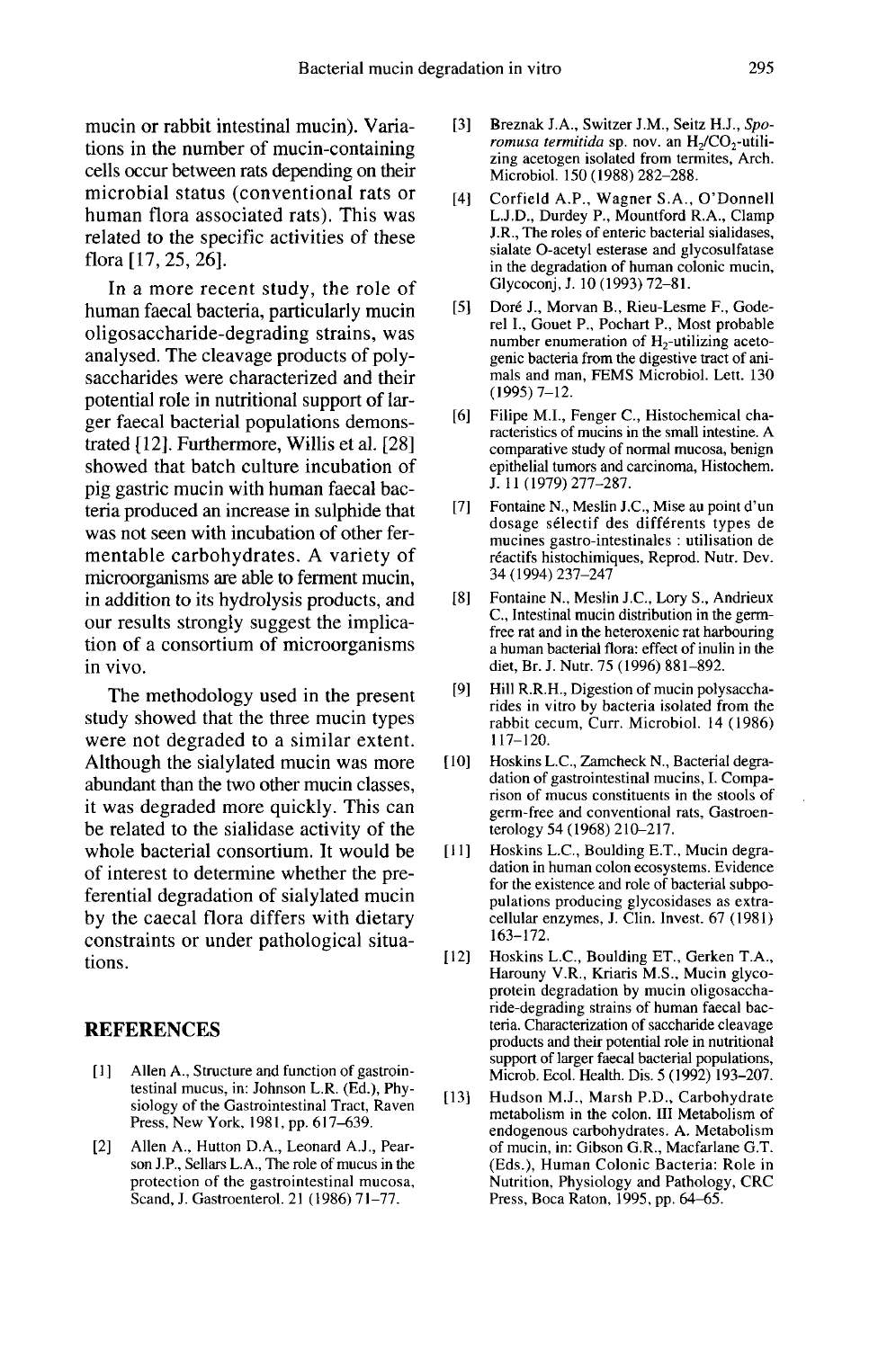mucin or rabbit intestinal mucin). Variations in the number of mucin-containing cells occur between rats depending on their microbial status (conventional rats or human flora associated rats). This was related to the specific activities of these flora [17, 25, 26].

In a more recent study, the role of human faecal bacteria, particularly mucin oligosaccharide-degrading strains, was analysed. The cleavage products of polysaccharides were characterized and their potential role in nutritional support of larger faecal bacterial populations demonstrated [12]. Furthermore, Willis et al. [28] showed that batch culture incubation of pig gastric mucin with human faecal bacteria produced an increase in sulphide that was not seen with incubation of other fermentable carbohydrates. A variety of microorganisms are able to ferment mucin, in addition to its hydrolysis products, and our results strongly suggest the implication of a consortium of microorganisms in vivo.

The methodology used in the present study showed that the three mucin types were not degraded to a similar extent. Although the sialylated mucin was more abundant than the two other mucin classes, it was degraded more quickly. This can be related to the sialidase activity of the whole bacterial consortium. It would be of interest to determine whether the preferential degradation of sialylated mucin by the caecal flora differs with dietary constraints or under pathological situations.

## REFERENCES

[1] Allen A., Structure and function of gastrointestinal mucus, in: Johnson L.R. (Ed.), Physiology of the Gastrointestinal Tract, Raven Press, New York, 1981, pp. 617–639.

[2] Allen A., Hutton D.A., Leonard A.J., Pearson J.P., Sellars L.A., The role of mucus in the protection of the gastrointestinal mucosa, Scand, J. Gastroenterol. 21 (1986) 71–77.

[3] Breznak J.A., Switzer J.M., Seitz H.J., *Sporomusa termitida* sp. nov. an $H_2/CO_2$-utilizing acetogen isolated from termites, Arch. Microbiol. 150 (1988) 282–288.

[4] Corfield A.P., Wagner S.A., O'Donnell L.J.D., Durdey P., Mountford R.A., Clamp J.R., The roles of enteric bacterial sialidases, sialate O-acetyl esterase and glycosulfatase in the degradation of human colonic mucin, Glycoconj, J. 10 (1993) 72–81.

[5] Doré J., Morvan B., Rieu-Lesme F., Goderel I., Gouet P., Pochart P., Most probable number enumeration of $H_2$-utilizing acetogenic bacteria from the digestive tract of animals and man, FEMS Microbiol. Lett. 130 (1995) 7–12.

[6] Filipe M.I., Fenger C., Histochemical characteristics of mucins in the small intestine. A comparative study of normal mucosa, benign epithelial tumors and carcinoma, Histochem. J. 11 (1979) 277–287.

[7] Fontaine N., Meslin J.C., Mise au point d'un dosage sélectif des différents types de mucines gastro-intestinales : utilisation de réactifs histochimiques, Reprod. Nutr. Dev. 34 (1994) 237–247

[8] Fontaine N., Meslin J.C., Lory S., Andrieux C., Intestinal mucin distribution in the germ-free rat and in the heteroxenic rat harbouring a human bacterial flora: effect of inulin in the diet, Br. J. Nutr. 75 (1996) 881–892.

[9] Hill R.R.H., Digestion of mucin polysaccharides in vitro by bacteria isolated from the rabbit cecum, Curr. Microbiol. 14 (1986) 117–120.

[10] Hoskins L.C., Zamcheck N., Bacterial degradation of gastrointestinal mucins, I. Comparison of mucus constituents in the stools of germ-free and conventional rats, Gastroenterology 54 (1968) 210–217.

[11] Hoskins L.C., Boulding E.T., Mucin degradation in human colon ecosystems. Evidence for the existence and role of bacterial subpopulations producing glycosidases as extracellular enzymes, J. Clin. Invest. 67 (1981) 163–172.

[12] Hoskins L.C., Boulding ET., Gerken T.A., Harouny V.R., Kriaris M.S., Mucin glycoprotein degradation by mucin oligosaccharide-degrading strains of human faecal bacteria. Characterization of saccharide cleavage products and their potential role in nutritional support of larger faecal bacterial populations, Microb. Ecol. Health. Dis. 5 (1992) 193–207.

[13] Hudson M.J., Marsh P.D., Carbohydrate metabolism in the colon. III Metabolism of endogenous carbohydrates. A. Metabolism of mucin, in: Gibson G.R., Macfarlane G.T. (Eds.), Human Colonic Bacteria: Role in Nutrition, Physiology and Pathology, CRC Press, Boca Raton, 1995, pp. 64–65.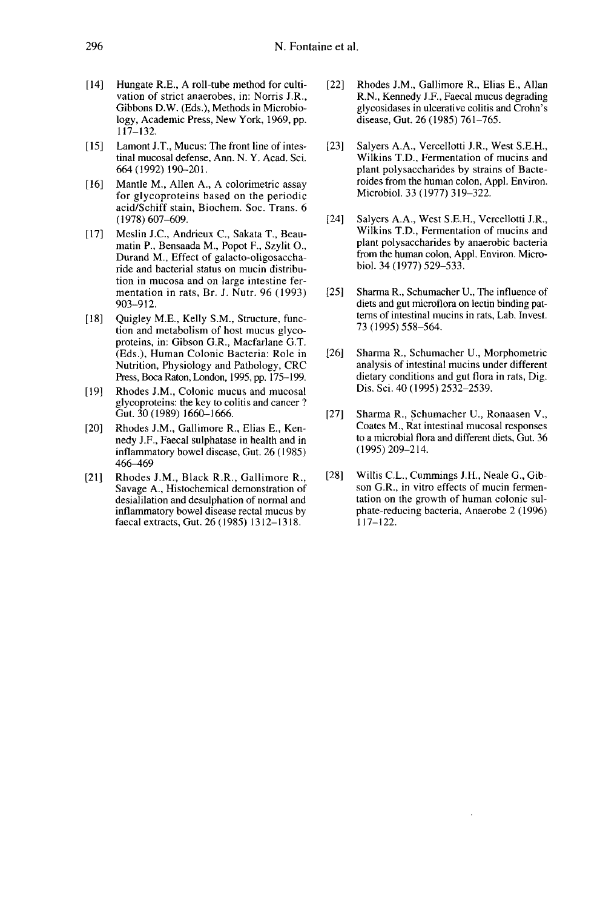[14] Hungate R.E., A roll-tube method for cultivation of strict anaerobes, in: Norris J.R., Gibbons D.W. (Eds.), Methods in Microbiology, Academic Press, New York, 1969, pp. 117–132.

[15] Lamont J.T., Mucus: The front line of intestinal mucosal defense, Ann. N. Y. Acad. Sci. 664 (1992) 190–201.

[16] Mantle M., Allen A., A colorimetric assay for glycoproteins based on the periodic acid/Schiff stain, Biochem. Soc. Trans. 6 (1978) 607–609.

[17] Meslin J.C., Andrieux C., Sakata T., Beaumatin P., Bensaada M., Popot F., Szylit O., Durand M., Effect of galacto-oligosaccharide and bacterial status on mucin distribution in mucosa and on large intestine fermentation in rats, Br. J. Nutr. 96 (1993) 903–912.

[18] Quigley M.E., Kelly S.M., Structure, function and metabolism of host mucus glycoproteins, in: Gibson G.R., Macfarlane G.T. (Eds.), Human Colonic Bacteria: Role in Nutrition, Physiology and Pathology, CRC Press, Boca Raton, London, 1995, pp. 175–199.

[19] Rhodes J.M., Colonic mucus and mucosal glycoproteins: the key to colitis and cancer? Gut. 30 (1989) 1660–1666.

[20] Rhodes J.M., Gallimore R., Elias E., Kennedy J.F., Faecal sulphatase in health and in inflammatory bowel disease, Gut. 26 (1985) 466–469

[21] Rhodes J.M., Black R.R., Gallimore R., Savage A., Histochemical demonstration of desialilation and desulphation of normal and inflammatory bowel disease rectal mucus by faecal extracts, Gut. 26 (1985) 1312–1318.

[22] Rhodes J.M., Gallimore R., Elias E., Allan R.N., Kennedy J.F., Faecal mucus degrading glycosidases in ulcerative colitis and Crohn's disease, Gut. 26 (1985) 761–765.

[23] Salyers A.A., Vercellotti J.R., West S.E.H., Wilkins T.D., Fermentation of mucins and plant polysaccharides by strains of Bacteroides from the human colon, Appl. Environ. Microbiol. 33 (1977) 319–322.

[24] Salyers A.A., West S.E.H., Vercellotti J.R., Wilkins T.D., Fermentation of mucins and plant polysaccharides by anaerobic bacteria from the human colon, Appl. Environ. Microbiol. 34 (1977) 529–533.

[25] Sharma R., Schumacher U., The influence of diets and gut microflora on lectin binding patterns of intestinal mucins in rats, Lab. Invest. 73 (1995) 558–564.

[26] Sharma R., Schumacher U., Morphometric analysis of intestinal mucins under different dietary conditions and gut flora in rats, Dig. Dis. Sci. 40 (1995) 2532–2539.

[27] Sharma R., Schumacher U., Ronaasen V., Coates M., Rat intestinal mucosal responses to a microbial flora and different diets, Gut. 36 (1995) 209–214.

[28] Willis C.L., Cummings J.H., Neale G., Gibson G.R., in vitro effects of mucin fermentation on the growth of human colonic sulphate-reducing bacteria, Anaerobe 2 (1996) 117–122.